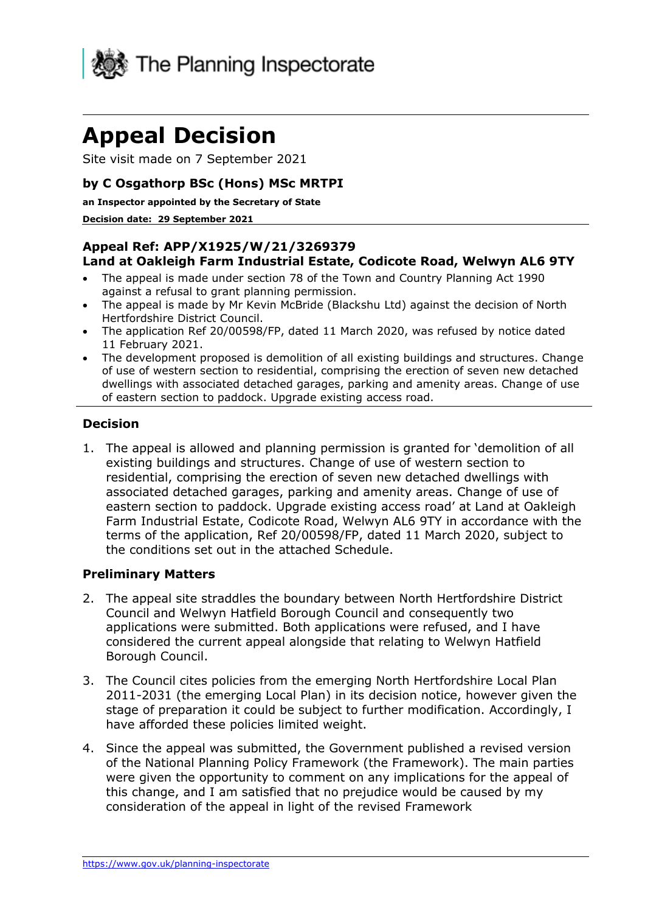The Planning Inspectorate

# Appeal Decision

Site visit made on 7 September 2021

### by C Osgathorp BSc (Hons) MSc MRTPI

**an Inspector appointed by the Secretary of State**

**Decision date: 29 September 2021**

**Appeal Ref: APP/X1925/W/21/3269379**
**Land at Oakleigh Farm Industrial Estate, Codicote Road, Welwyn AL6 9TY**

- The appeal is made under section 78 of the Town and Country Planning Act 1990 against a refusal to grant planning permission.
- The appeal is made by Mr Kevin McBride (Blackshu Ltd) against the decision of North Hertfordshire District Council.
- The application Ref 20/00598/FP, dated 11 March 2020, was refused by notice dated 11 February 2021.
- The development proposed is demolition of all existing buildings and structures. Change of use of western section to residential, comprising the erection of seven new detached dwellings with associated detached garages, parking and amenity areas. Change of use of eastern section to paddock. Upgrade existing access road.

### Decision

1. The appeal is allowed and planning permission is granted for 'demolition of all existing buildings and structures. Change of use of western section to residential, comprising the erection of seven new detached dwellings with associated detached garages, parking and amenity areas. Change of use of eastern section to paddock. Upgrade existing access road' at Land at Oakleigh Farm Industrial Estate, Codicote Road, Welwyn AL6 9TY in accordance with the terms of the application, Ref 20/00598/FP, dated 11 March 2020, subject to the conditions set out in the attached Schedule.

### Preliminary Matters

2. The appeal site straddles the boundary between North Hertfordshire District Council and Welwyn Hatfield Borough Council and consequently two applications were submitted. Both applications were refused, and I have considered the current appeal alongside that relating to Welwyn Hatfield Borough Council.

3. The Council cites policies from the emerging North Hertfordshire Local Plan 2011-2031 (the emerging Local Plan) in its decision notice, however given the stage of preparation it could be subject to further modification. Accordingly, I have afforded these policies limited weight.

4. Since the appeal was submitted, the Government published a revised version of the National Planning Policy Framework (the Framework). The main parties were given the opportunity to comment on any implications for the appeal of this change, and I am satisfied that no prejudice would be caused by my consideration of the appeal in light of the revised Framework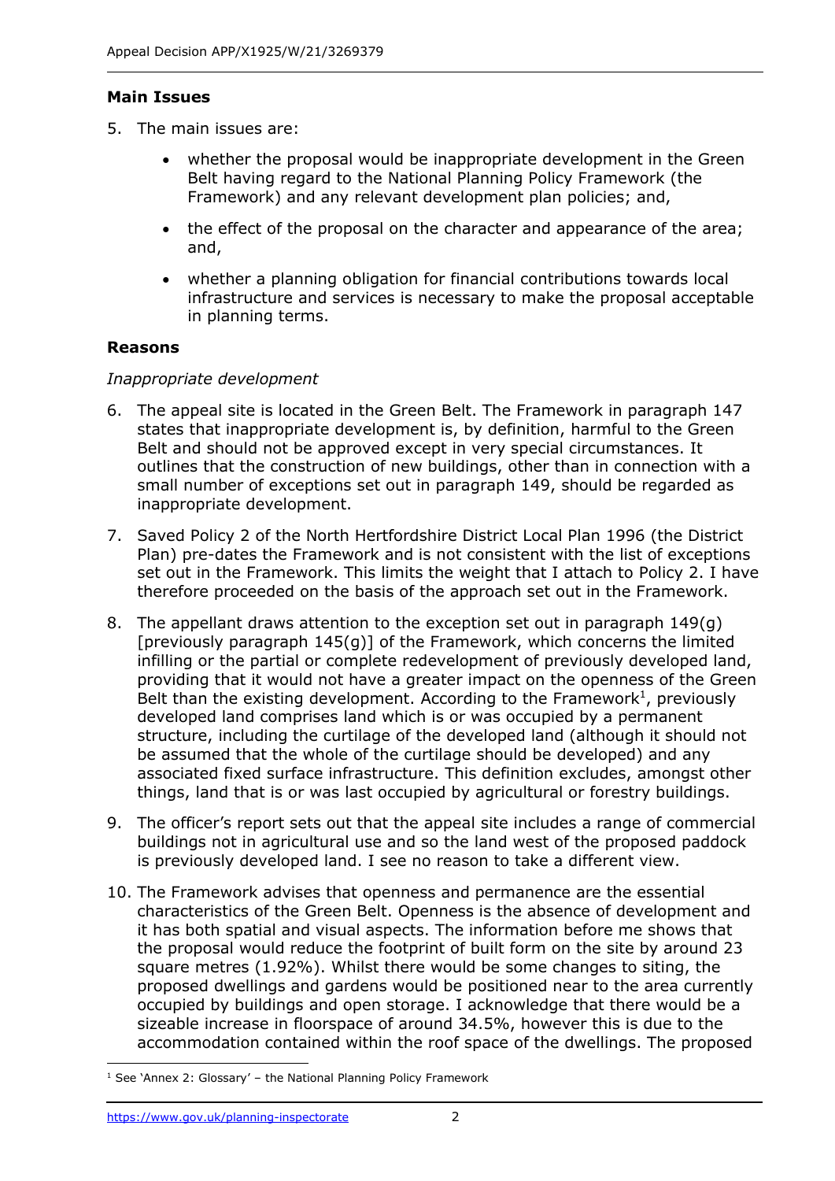## Main Issues

5. The main issues are:

   - whether the proposal would be inappropriate development in the Green Belt having regard to the National Planning Policy Framework (the Framework) and any relevant development plan policies; and,
   - the effect of the proposal on the character and appearance of the area; and,
   - whether a planning obligation for financial contributions towards local infrastructure and services is necessary to make the proposal acceptable in planning terms.

## Reasons

*Inappropriate development*

6. The appeal site is located in the Green Belt. The Framework in paragraph 147 states that inappropriate development is, by definition, harmful to the Green Belt and should not be approved except in very special circumstances. It outlines that the construction of new buildings, other than in connection with a small number of exceptions set out in paragraph 149, should be regarded as inappropriate development.

7. Saved Policy 2 of the North Hertfordshire District Local Plan 1996 (the District Plan) pre-dates the Framework and is not consistent with the list of exceptions set out in the Framework. This limits the weight that I attach to Policy 2. I have therefore proceeded on the basis of the approach set out in the Framework.

8. The appellant draws attention to the exception set out in paragraph 149(g) [previously paragraph 145(g)] of the Framework, which concerns the limited infilling or the partial or complete redevelopment of previously developed land, providing that it would not have a greater impact on the openness of the Green Belt than the existing development. According to the Framework[1], previously developed land comprises land which is or was occupied by a permanent structure, including the curtilage of the developed land (although it should not be assumed that the whole of the curtilage should be developed) and any associated fixed surface infrastructure. This definition excludes, amongst other things, land that is or was last occupied by agricultural or forestry buildings.

9. The officer's report sets out that the appeal site includes a range of commercial buildings not in agricultural use and so the land west of the proposed paddock is previously developed land. I see no reason to take a different view.

10. The Framework advises that openness and permanence are the essential characteristics of the Green Belt. Openness is the absence of development and it has both spatial and visual aspects. The information before me shows that the proposal would reduce the footprint of built form on the site by around 23 square metres (1.92%). Whilst there would be some changes to siting, the proposed dwellings and gardens would be positioned near to the area currently occupied by buildings and open storage. I acknowledge that there would be a sizeable increase in floorspace of around 34.5%, however this is due to the accommodation contained within the roof space of the dwellings. The proposed

[1] See 'Annex 2: Glossary' – the National Planning Policy Framework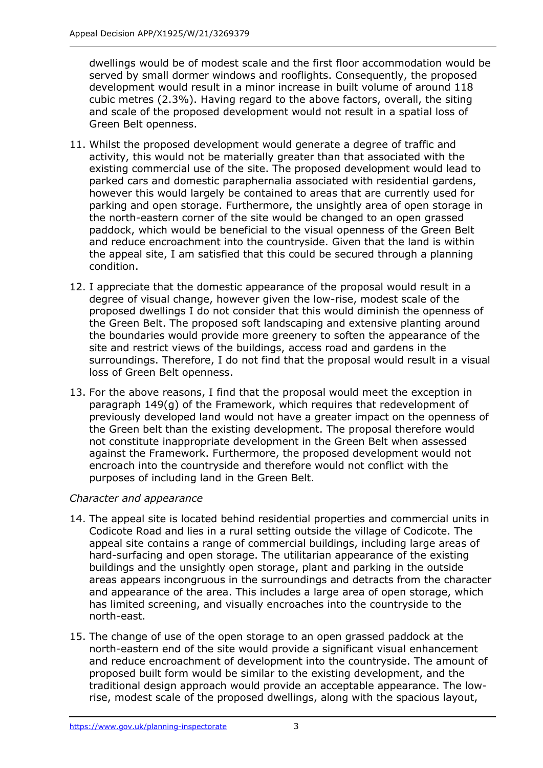dwellings would be of modest scale and the first floor accommodation would be served by small dormer windows and rooflights. Consequently, the proposed development would result in a minor increase in built volume of around 118 cubic metres (2.3%). Having regard to the above factors, overall, the siting and scale of the proposed development would not result in a spatial loss of Green Belt openness.

11. Whilst the proposed development would generate a degree of traffic and activity, this would not be materially greater than that associated with the existing commercial use of the site. The proposed development would lead to parked cars and domestic paraphernalia associated with residential gardens, however this would largely be contained to areas that are currently used for parking and open storage. Furthermore, the unsightly area of open storage in the north-eastern corner of the site would be changed to an open grassed paddock, which would be beneficial to the visual openness of the Green Belt and reduce encroachment into the countryside. Given that the land is within the appeal site, I am satisfied that this could be secured through a planning condition.

12. I appreciate that the domestic appearance of the proposal would result in a degree of visual change, however given the low-rise, modest scale of the proposed dwellings I do not consider that this would diminish the openness of the Green Belt. The proposed soft landscaping and extensive planting around the boundaries would provide more greenery to soften the appearance of the site and restrict views of the buildings, access road and gardens in the surroundings. Therefore, I do not find that the proposal would result in a visual loss of Green Belt openness.

13. For the above reasons, I find that the proposal would meet the exception in paragraph 149(g) of the Framework, which requires that redevelopment of previously developed land would not have a greater impact on the openness of the Green belt than the existing development. The proposal therefore would not constitute inappropriate development in the Green Belt when assessed against the Framework. Furthermore, the proposed development would not encroach into the countryside and therefore would not conflict with the purposes of including land in the Green Belt.

*Character and appearance*

14. The appeal site is located behind residential properties and commercial units in Codicote Road and lies in a rural setting outside the village of Codicote. The appeal site contains a range of commercial buildings, including large areas of hard-surfacing and open storage. The utilitarian appearance of the existing buildings and the unsightly open storage, plant and parking in the outside areas appears incongruous in the surroundings and detracts from the character and appearance of the area. This includes a large area of open storage, which has limited screening, and visually encroaches into the countryside to the north-east.

15. The change of use of the open storage to an open grassed paddock at the north-eastern end of the site would provide a significant visual enhancement and reduce encroachment of development into the countryside. The amount of proposed built form would be similar to the existing development, and the traditional design approach would provide an acceptable appearance. The low-rise, modest scale of the proposed dwellings, along with the spacious layout,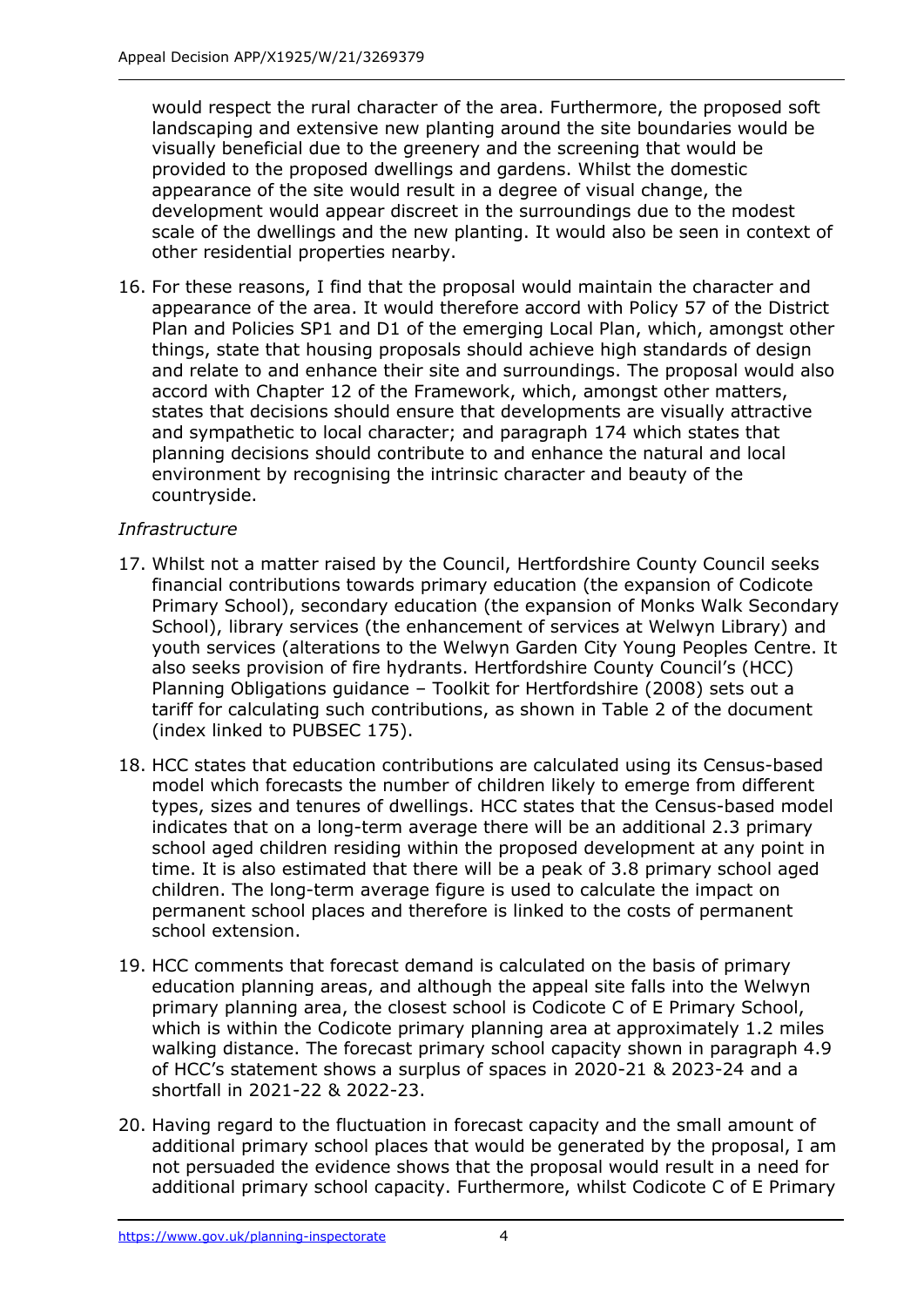would respect the rural character of the area. Furthermore, the proposed soft landscaping and extensive new planting around the site boundaries would be visually beneficial due to the greenery and the screening that would be provided to the proposed dwellings and gardens. Whilst the domestic appearance of the site would result in a degree of visual change, the development would appear discreet in the surroundings due to the modest scale of the dwellings and the new planting. It would also be seen in context of other residential properties nearby.

16. For these reasons, I find that the proposal would maintain the character and appearance of the area. It would therefore accord with Policy 57 of the District Plan and Policies SP1 and D1 of the emerging Local Plan, which, amongst other things, state that housing proposals should achieve high standards of design and relate to and enhance their site and surroundings. The proposal would also accord with Chapter 12 of the Framework, which, amongst other matters, states that decisions should ensure that developments are visually attractive and sympathetic to local character; and paragraph 174 which states that planning decisions should contribute to and enhance the natural and local environment by recognising the intrinsic character and beauty of the countryside.

*Infrastructure*

17. Whilst not a matter raised by the Council, Hertfordshire County Council seeks financial contributions towards primary education (the expansion of Codicote Primary School), secondary education (the expansion of Monks Walk Secondary School), library services (the enhancement of services at Welwyn Library) and youth services (alterations to the Welwyn Garden City Young Peoples Centre. It also seeks provision of fire hydrants. Hertfordshire County Council's (HCC) Planning Obligations guidance – Toolkit for Hertfordshire (2008) sets out a tariff for calculating such contributions, as shown in Table 2 of the document (index linked to PUBSEC 175).

18. HCC states that education contributions are calculated using its Census-based model which forecasts the number of children likely to emerge from different types, sizes and tenures of dwellings. HCC states that the Census-based model indicates that on a long-term average there will be an additional 2.3 primary school aged children residing within the proposed development at any point in time. It is also estimated that there will be a peak of 3.8 primary school aged children. The long-term average figure is used to calculate the impact on permanent school places and therefore is linked to the costs of permanent school extension.

19. HCC comments that forecast demand is calculated on the basis of primary education planning areas, and although the appeal site falls into the Welwyn primary planning area, the closest school is Codicote C of E Primary School, which is within the Codicote primary planning area at approximately 1.2 miles walking distance. The forecast primary school capacity shown in paragraph 4.9 of HCC's statement shows a surplus of spaces in 2020-21 & 2023-24 and a shortfall in 2021-22 & 2022-23.

20. Having regard to the fluctuation in forecast capacity and the small amount of additional primary school places that would be generated by the proposal, I am not persuaded the evidence shows that the proposal would result in a need for additional primary school capacity. Furthermore, whilst Codicote C of E Primary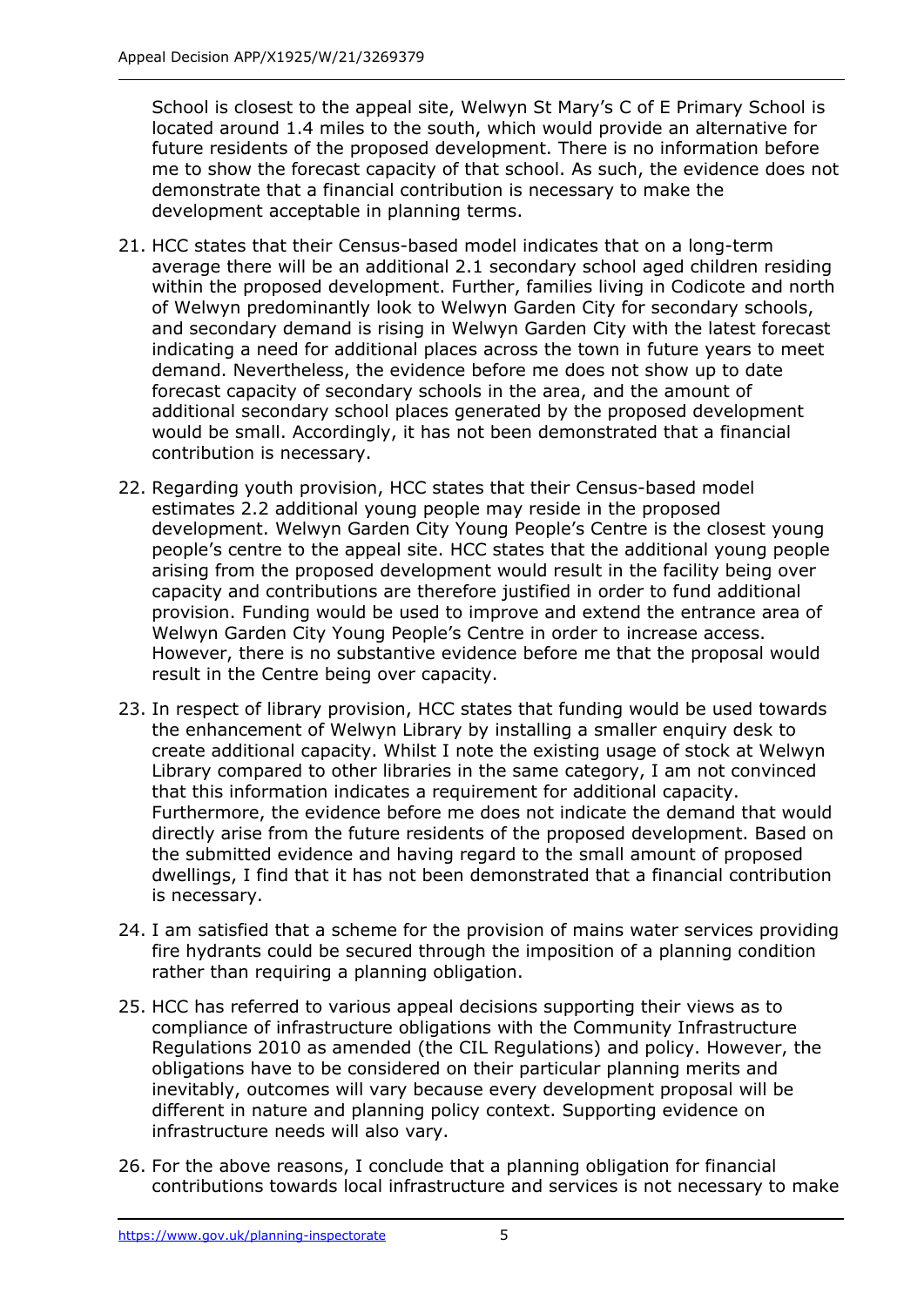School is closest to the appeal site, Welwyn St Mary's C of E Primary School is located around 1.4 miles to the south, which would provide an alternative for future residents of the proposed development. There is no information before me to show the forecast capacity of that school. As such, the evidence does not demonstrate that a financial contribution is necessary to make the development acceptable in planning terms.

21. HCC states that their Census-based model indicates that on a long-term average there will be an additional 2.1 secondary school aged children residing within the proposed development. Further, families living in Codicote and north of Welwyn predominantly look to Welwyn Garden City for secondary schools, and secondary demand is rising in Welwyn Garden City with the latest forecast indicating a need for additional places across the town in future years to meet demand. Nevertheless, the evidence before me does not show up to date forecast capacity of secondary schools in the area, and the amount of additional secondary school places generated by the proposed development would be small. Accordingly, it has not been demonstrated that a financial contribution is necessary.

22. Regarding youth provision, HCC states that their Census-based model estimates 2.2 additional young people may reside in the proposed development. Welwyn Garden City Young People's Centre is the closest young people's centre to the appeal site. HCC states that the additional young people arising from the proposed development would result in the facility being over capacity and contributions are therefore justified in order to fund additional provision. Funding would be used to improve and extend the entrance area of Welwyn Garden City Young People's Centre in order to increase access. However, there is no substantive evidence before me that the proposal would result in the Centre being over capacity.

23. In respect of library provision, HCC states that funding would be used towards the enhancement of Welwyn Library by installing a smaller enquiry desk to create additional capacity. Whilst I note the existing usage of stock at Welwyn Library compared to other libraries in the same category, I am not convinced that this information indicates a requirement for additional capacity. Furthermore, the evidence before me does not indicate the demand that would directly arise from the future residents of the proposed development. Based on the submitted evidence and having regard to the small amount of proposed dwellings, I find that it has not been demonstrated that a financial contribution is necessary.

24. I am satisfied that a scheme for the provision of mains water services providing fire hydrants could be secured through the imposition of a planning condition rather than requiring a planning obligation.

25. HCC has referred to various appeal decisions supporting their views as to compliance of infrastructure obligations with the Community Infrastructure Regulations 2010 as amended (the CIL Regulations) and policy. However, the obligations have to be considered on their particular planning merits and inevitably, outcomes will vary because every development proposal will be different in nature and planning policy context. Supporting evidence on infrastructure needs will also vary.

26. For the above reasons, I conclude that a planning obligation for financial contributions towards local infrastructure and services is not necessary to make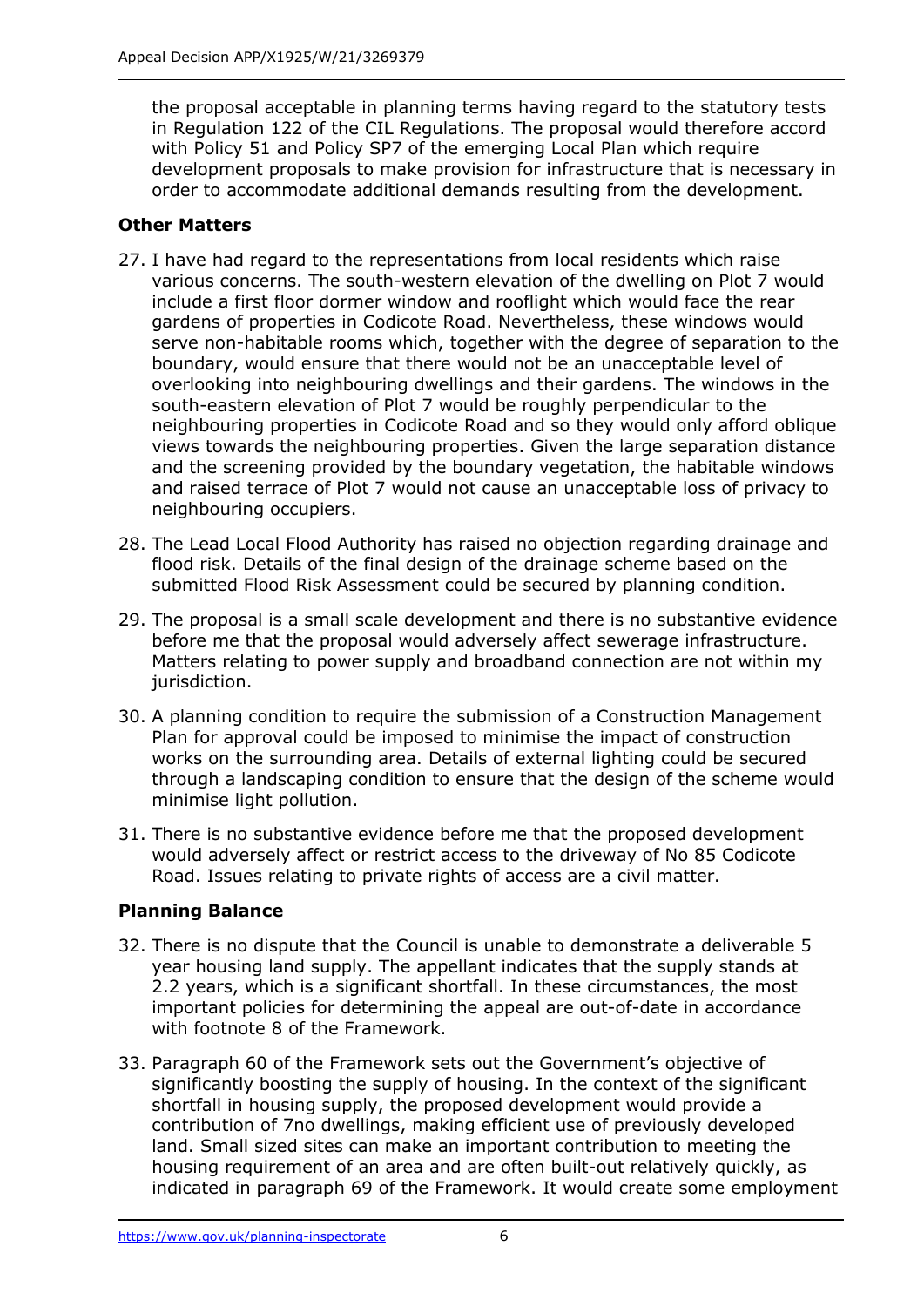the proposal acceptable in planning terms having regard to the statutory tests in Regulation 122 of the CIL Regulations. The proposal would therefore accord with Policy 51 and Policy SP7 of the emerging Local Plan which require development proposals to make provision for infrastructure that is necessary in order to accommodate additional demands resulting from the development.

## Other Matters

27. I have had regard to the representations from local residents which raise various concerns. The south-western elevation of the dwelling on Plot 7 would include a first floor dormer window and rooflight which would face the rear gardens of properties in Codicote Road. Nevertheless, these windows would serve non-habitable rooms which, together with the degree of separation to the boundary, would ensure that there would not be an unacceptable level of overlooking into neighbouring dwellings and their gardens. The windows in the south-eastern elevation of Plot 7 would be roughly perpendicular to the neighbouring properties in Codicote Road and so they would only afford oblique views towards the neighbouring properties. Given the large separation distance and the screening provided by the boundary vegetation, the habitable windows and raised terrace of Plot 7 would not cause an unacceptable loss of privacy to neighbouring occupiers.

28. The Lead Local Flood Authority has raised no objection regarding drainage and flood risk. Details of the final design of the drainage scheme based on the submitted Flood Risk Assessment could be secured by planning condition.

29. The proposal is a small scale development and there is no substantive evidence before me that the proposal would adversely affect sewerage infrastructure. Matters relating to power supply and broadband connection are not within my jurisdiction.

30. A planning condition to require the submission of a Construction Management Plan for approval could be imposed to minimise the impact of construction works on the surrounding area. Details of external lighting could be secured through a landscaping condition to ensure that the design of the scheme would minimise light pollution.

31. There is no substantive evidence before me that the proposed development would adversely affect or restrict access to the driveway of No 85 Codicote Road. Issues relating to private rights of access are a civil matter.

## Planning Balance

32. There is no dispute that the Council is unable to demonstrate a deliverable 5 year housing land supply. The appellant indicates that the supply stands at 2.2 years, which is a significant shortfall. In these circumstances, the most important policies for determining the appeal are out-of-date in accordance with footnote 8 of the Framework.

33. Paragraph 60 of the Framework sets out the Government's objective of significantly boosting the supply of housing. In the context of the significant shortfall in housing supply, the proposed development would provide a contribution of 7no dwellings, making efficient use of previously developed land. Small sized sites can make an important contribution to meeting the housing requirement of an area and are often built-out relatively quickly, as indicated in paragraph 69 of the Framework. It would create some employment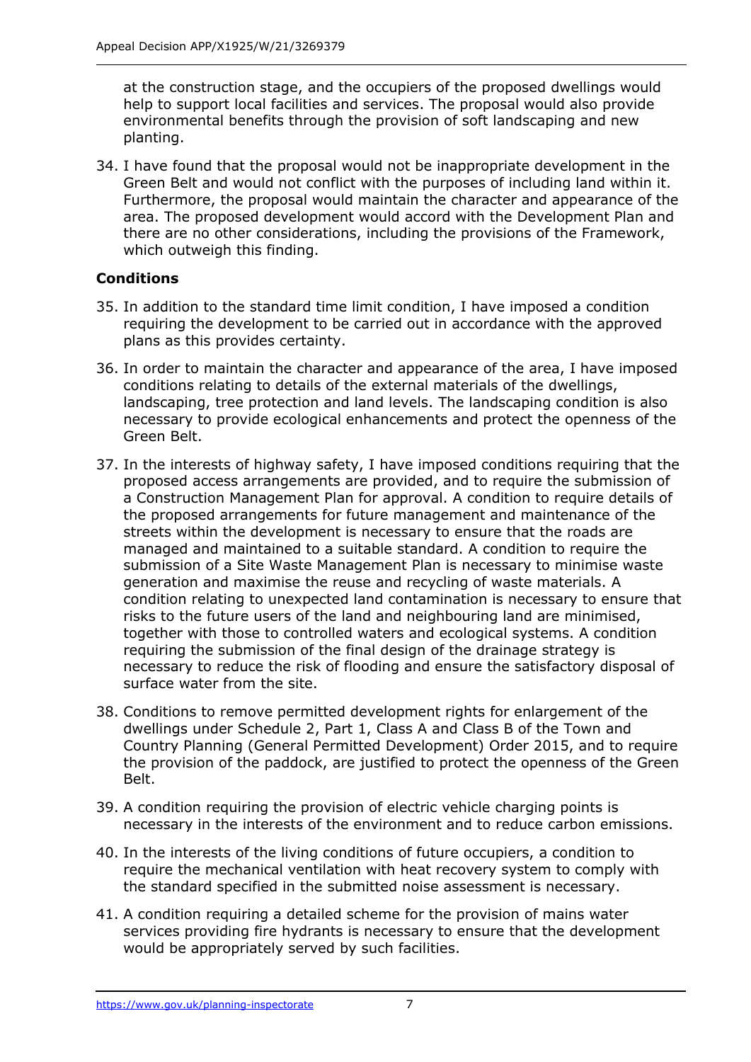at the construction stage, and the occupiers of the proposed dwellings would help to support local facilities and services. The proposal would also provide environmental benefits through the provision of soft landscaping and new planting.

34. I have found that the proposal would not be inappropriate development in the Green Belt and would not conflict with the purposes of including land within it. Furthermore, the proposal would maintain the character and appearance of the area. The proposed development would accord with the Development Plan and there are no other considerations, including the provisions of the Framework, which outweigh this finding.

## Conditions

35. In addition to the standard time limit condition, I have imposed a condition requiring the development to be carried out in accordance with the approved plans as this provides certainty.

36. In order to maintain the character and appearance of the area, I have imposed conditions relating to details of the external materials of the dwellings, landscaping, tree protection and land levels. The landscaping condition is also necessary to provide ecological enhancements and protect the openness of the Green Belt.

37. In the interests of highway safety, I have imposed conditions requiring that the proposed access arrangements are provided, and to require the submission of a Construction Management Plan for approval. A condition to require details of the proposed arrangements for future management and maintenance of the streets within the development is necessary to ensure that the roads are managed and maintained to a suitable standard. A condition to require the submission of a Site Waste Management Plan is necessary to minimise waste generation and maximise the reuse and recycling of waste materials. A condition relating to unexpected land contamination is necessary to ensure that risks to the future users of the land and neighbouring land are minimised, together with those to controlled waters and ecological systems. A condition requiring the submission of the final design of the drainage strategy is necessary to reduce the risk of flooding and ensure the satisfactory disposal of surface water from the site.

38. Conditions to remove permitted development rights for enlargement of the dwellings under Schedule 2, Part 1, Class A and Class B of the Town and Country Planning (General Permitted Development) Order 2015, and to require the provision of the paddock, are justified to protect the openness of the Green Belt.

39. A condition requiring the provision of electric vehicle charging points is necessary in the interests of the environment and to reduce carbon emissions.

40. In the interests of the living conditions of future occupiers, a condition to require the mechanical ventilation with heat recovery system to comply with the standard specified in the submitted noise assessment is necessary.

41. A condition requiring a detailed scheme for the provision of mains water services providing fire hydrants is necessary to ensure that the development would be appropriately served by such facilities.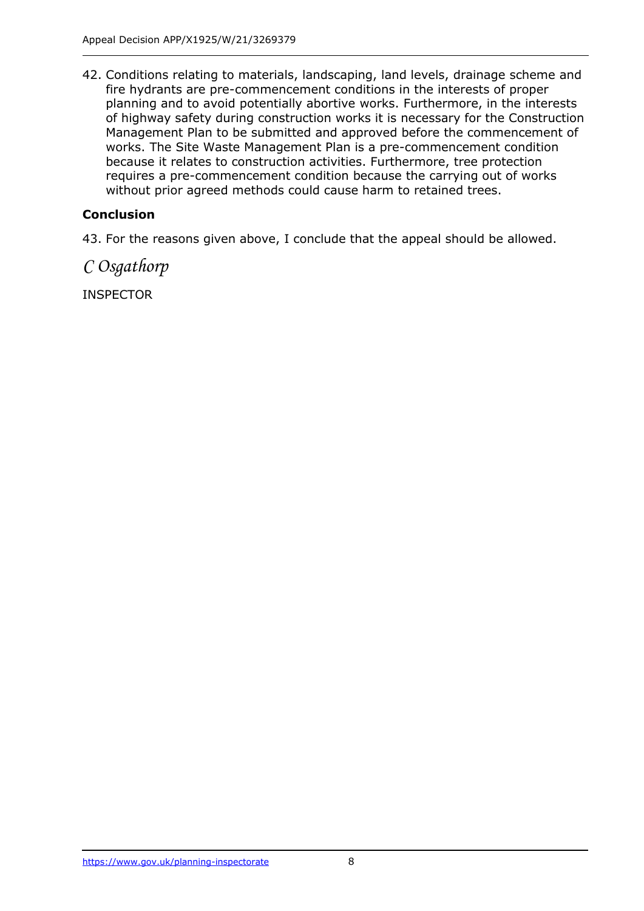42. Conditions relating to materials, landscaping, land levels, drainage scheme and fire hydrants are pre-commencement conditions in the interests of proper planning and to avoid potentially abortive works. Furthermore, in the interests of highway safety during construction works it is necessary for the Construction Management Plan to be submitted and approved before the commencement of works. The Site Waste Management Plan is a pre-commencement condition because it relates to construction activities. Furthermore, tree protection requires a pre-commencement condition because the carrying out of works without prior agreed methods could cause harm to retained trees.

**Conclusion**

43. For the reasons given above, I conclude that the appeal should be allowed.

*C Osgathorp*

INSPECTOR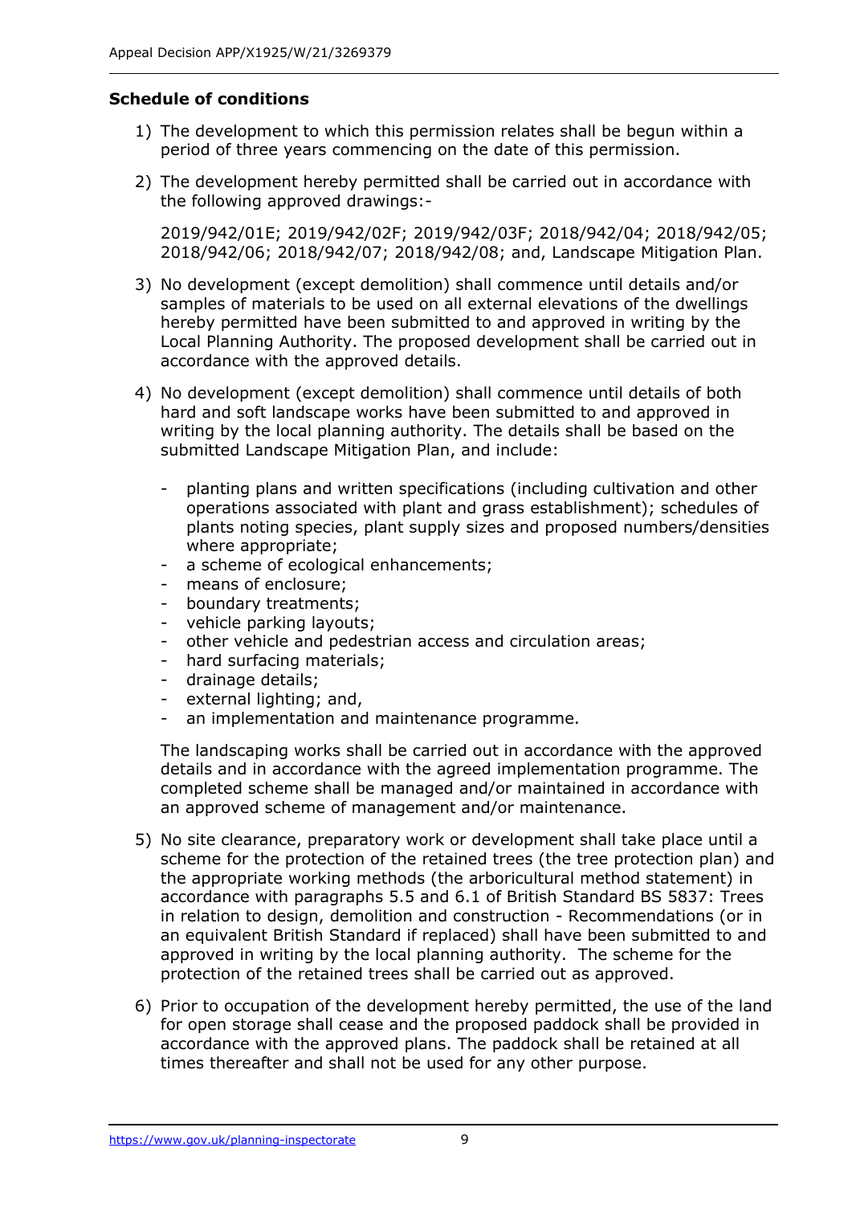**Schedule of conditions**

1) The development to which this permission relates shall be begun within a period of three years commencing on the date of this permission.

2) The development hereby permitted shall be carried out in accordance with the following approved drawings:-

   2019/942/01E; 2019/942/02F; 2019/942/03F; 2018/942/04; 2018/942/05; 2018/942/06; 2018/942/07; 2018/942/08; and, Landscape Mitigation Plan.

3) No development (except demolition) shall commence until details and/or samples of materials to be used on all external elevations of the dwellings hereby permitted have been submitted to and approved in writing by the Local Planning Authority. The proposed development shall be carried out in accordance with the approved details.

4) No development (except demolition) shall commence until details of both hard and soft landscape works have been submitted to and approved in writing by the local planning authority. The details shall be based on the submitted Landscape Mitigation Plan, and include:

   - planting plans and written specifications (including cultivation and other operations associated with plant and grass establishment); schedules of plants noting species, plant supply sizes and proposed numbers/densities where appropriate;
   - a scheme of ecological enhancements;
   - means of enclosure;
   - boundary treatments;
   - vehicle parking layouts;
   - other vehicle and pedestrian access and circulation areas;
   - hard surfacing materials;
   - drainage details;
   - external lighting; and,
   - an implementation and maintenance programme.

   The landscaping works shall be carried out in accordance with the approved details and in accordance with the agreed implementation programme. The completed scheme shall be managed and/or maintained in accordance with an approved scheme of management and/or maintenance.

5) No site clearance, preparatory work or development shall take place until a scheme for the protection of the retained trees (the tree protection plan) and the appropriate working methods (the arboricultural method statement) in accordance with paragraphs 5.5 and 6.1 of British Standard BS 5837: Trees in relation to design, demolition and construction - Recommendations (or in an equivalent British Standard if replaced) shall have been submitted to and approved in writing by the local planning authority. The scheme for the protection of the retained trees shall be carried out as approved.

6) Prior to occupation of the development hereby permitted, the use of the land for open storage shall cease and the proposed paddock shall be provided in accordance with the approved plans. The paddock shall be retained at all times thereafter and shall not be used for any other purpose.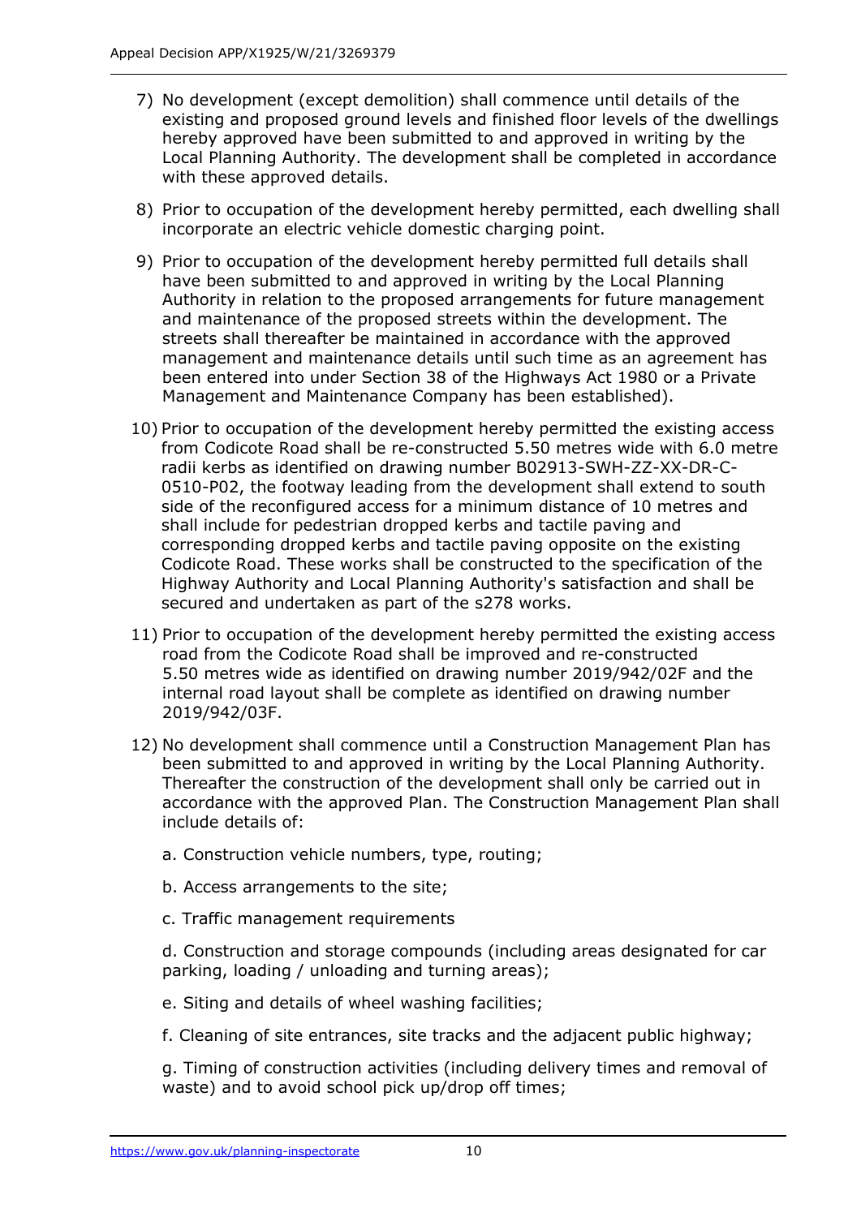7) No development (except demolition) shall commence until details of the existing and proposed ground levels and finished floor levels of the dwellings hereby approved have been submitted to and approved in writing by the Local Planning Authority. The development shall be completed in accordance with these approved details.

8) Prior to occupation of the development hereby permitted, each dwelling shall incorporate an electric vehicle domestic charging point.

9) Prior to occupation of the development hereby permitted full details shall have been submitted to and approved in writing by the Local Planning Authority in relation to the proposed arrangements for future management and maintenance of the proposed streets within the development. The streets shall thereafter be maintained in accordance with the approved management and maintenance details until such time as an agreement has been entered into under Section 38 of the Highways Act 1980 or a Private Management and Maintenance Company has been established).

10) Prior to occupation of the development hereby permitted the existing access from Codicote Road shall be re-constructed 5.50 metres wide with 6.0 metre radii kerbs as identified on drawing number B02913-SWH-ZZ-XX-DR-C-0510-P02, the footway leading from the development shall extend to south side of the reconfigured access for a minimum distance of 10 metres and shall include for pedestrian dropped kerbs and tactile paving and corresponding dropped kerbs and tactile paving opposite on the existing Codicote Road. These works shall be constructed to the specification of the Highway Authority and Local Planning Authority's satisfaction and shall be secured and undertaken as part of the s278 works.

11) Prior to occupation of the development hereby permitted the existing access road from the Codicote Road shall be improved and re-constructed 5.50 metres wide as identified on drawing number 2019/942/02F and the internal road layout shall be complete as identified on drawing number 2019/942/03F.

12) No development shall commence until a Construction Management Plan has been submitted to and approved in writing by the Local Planning Authority. Thereafter the construction of the development shall only be carried out in accordance with the approved Plan. The Construction Management Plan shall include details of:

    a. Construction vehicle numbers, type, routing;

    b. Access arrangements to the site;

    c. Traffic management requirements

    d. Construction and storage compounds (including areas designated for car parking, loading / unloading and turning areas);

    e. Siting and details of wheel washing facilities;

    f. Cleaning of site entrances, site tracks and the adjacent public highway;

    g. Timing of construction activities (including delivery times and removal of waste) and to avoid school pick up/drop off times;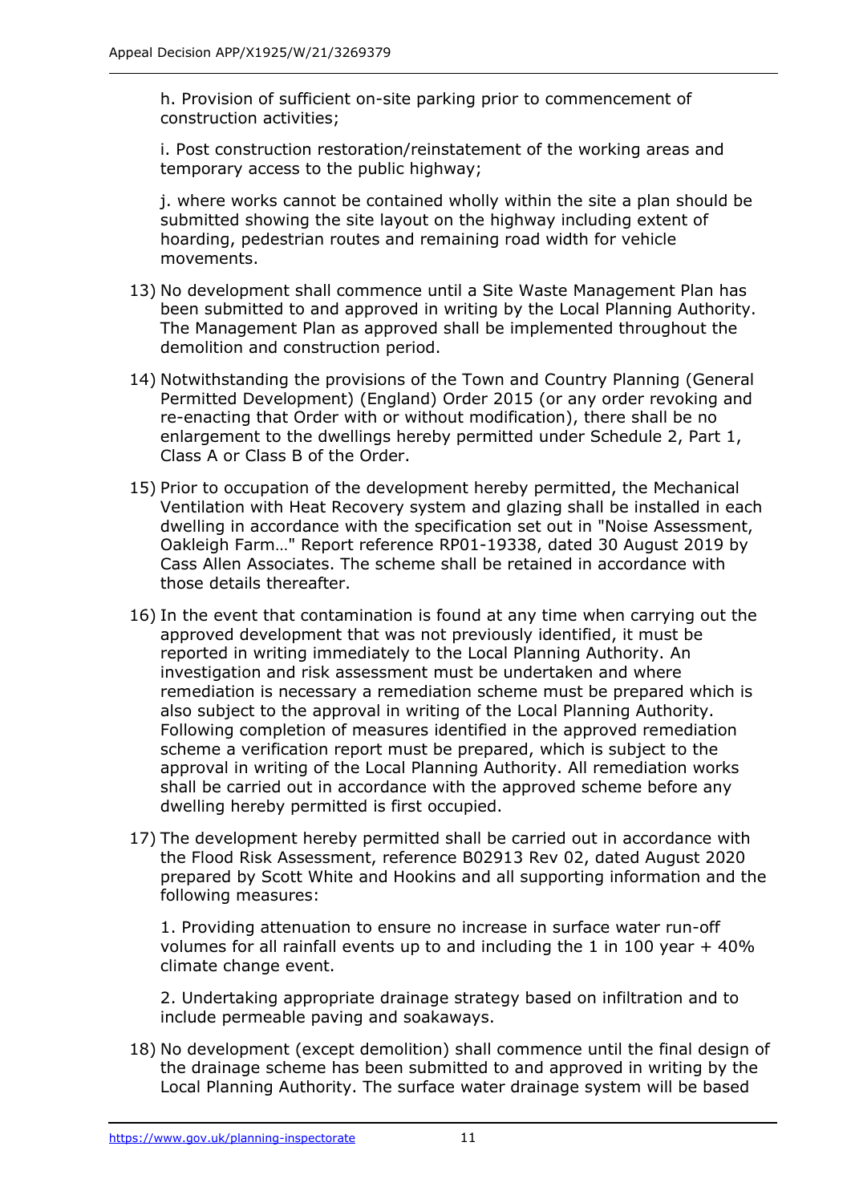h. Provision of sufficient on-site parking prior to commencement of construction activities;

i. Post construction restoration/reinstatement of the working areas and temporary access to the public highway;

j. where works cannot be contained wholly within the site a plan should be submitted showing the site layout on the highway including extent of hoarding, pedestrian routes and remaining road width for vehicle movements.

13) No development shall commence until a Site Waste Management Plan has been submitted to and approved in writing by the Local Planning Authority. The Management Plan as approved shall be implemented throughout the demolition and construction period.

14) Notwithstanding the provisions of the Town and Country Planning (General Permitted Development) (England) Order 2015 (or any order revoking and re-enacting that Order with or without modification), there shall be no enlargement to the dwellings hereby permitted under Schedule 2, Part 1, Class A or Class B of the Order.

15) Prior to occupation of the development hereby permitted, the Mechanical Ventilation with Heat Recovery system and glazing shall be installed in each dwelling in accordance with the specification set out in "Noise Assessment, Oakleigh Farm…" Report reference RP01-19338, dated 30 August 2019 by Cass Allen Associates. The scheme shall be retained in accordance with those details thereafter.

16) In the event that contamination is found at any time when carrying out the approved development that was not previously identified, it must be reported in writing immediately to the Local Planning Authority. An investigation and risk assessment must be undertaken and where remediation is necessary a remediation scheme must be prepared which is also subject to the approval in writing of the Local Planning Authority. Following completion of measures identified in the approved remediation scheme a verification report must be prepared, which is subject to the approval in writing of the Local Planning Authority. All remediation works shall be carried out in accordance with the approved scheme before any dwelling hereby permitted is first occupied.

17) The development hereby permitted shall be carried out in accordance with the Flood Risk Assessment, reference B02913 Rev 02, dated August 2020 prepared by Scott White and Hookins and all supporting information and the following measures:

1. Providing attenuation to ensure no increase in surface water run-off volumes for all rainfall events up to and including the 1 in 100 year + 40% climate change event.

2. Undertaking appropriate drainage strategy based on infiltration and to include permeable paving and soakaways.

18) No development (except demolition) shall commence until the final design of the drainage scheme has been submitted to and approved in writing by the Local Planning Authority. The surface water drainage system will be based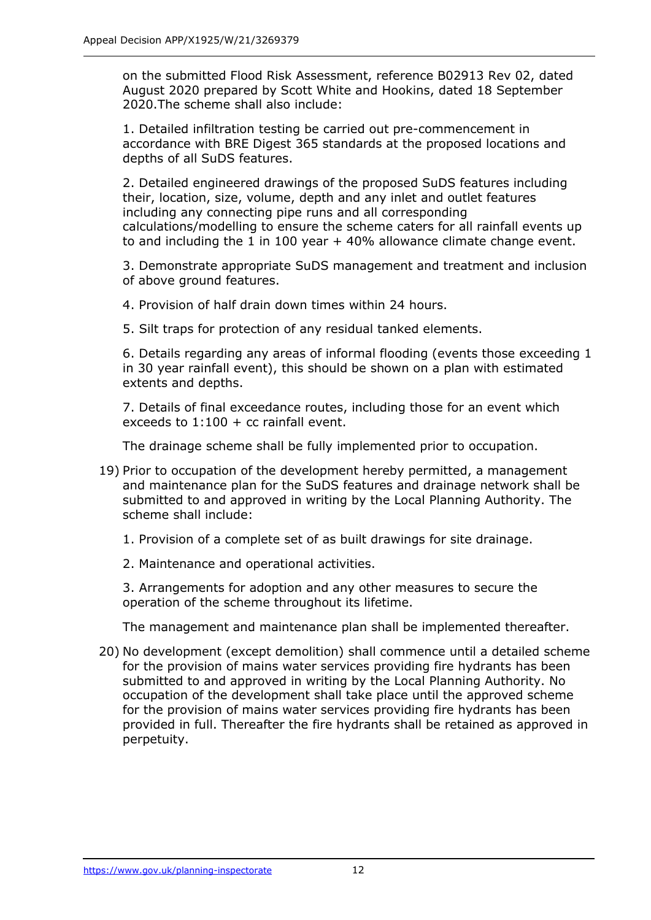on the submitted Flood Risk Assessment, reference B02913 Rev 02, dated August 2020 prepared by Scott White and Hookins, dated 18 September 2020.The scheme shall also include:

1. Detailed infiltration testing be carried out pre-commencement in accordance with BRE Digest 365 standards at the proposed locations and depths of all SuDS features.

2. Detailed engineered drawings of the proposed SuDS features including their, location, size, volume, depth and any inlet and outlet features including any connecting pipe runs and all corresponding calculations/modelling to ensure the scheme caters for all rainfall events up to and including the 1 in 100 year + 40% allowance climate change event.

3. Demonstrate appropriate SuDS management and treatment and inclusion of above ground features.

4. Provision of half drain down times within 24 hours.

5. Silt traps for protection of any residual tanked elements.

6. Details regarding any areas of informal flooding (events those exceeding 1 in 30 year rainfall event), this should be shown on a plan with estimated extents and depths.

7. Details of final exceedance routes, including those for an event which exceeds to 1:100 + cc rainfall event.

The drainage scheme shall be fully implemented prior to occupation.

19) Prior to occupation of the development hereby permitted, a management and maintenance plan for the SuDS features and drainage network shall be submitted to and approved in writing by the Local Planning Authority. The scheme shall include:

    1. Provision of a complete set of as built drawings for site drainage.

    2. Maintenance and operational activities.

    3. Arrangements for adoption and any other measures to secure the operation of the scheme throughout its lifetime.

    The management and maintenance plan shall be implemented thereafter.

20) No development (except demolition) shall commence until a detailed scheme for the provision of mains water services providing fire hydrants has been submitted to and approved in writing by the Local Planning Authority. No occupation of the development shall take place until the approved scheme for the provision of mains water services providing fire hydrants has been provided in full. Thereafter the fire hydrants shall be retained as approved in perpetuity.